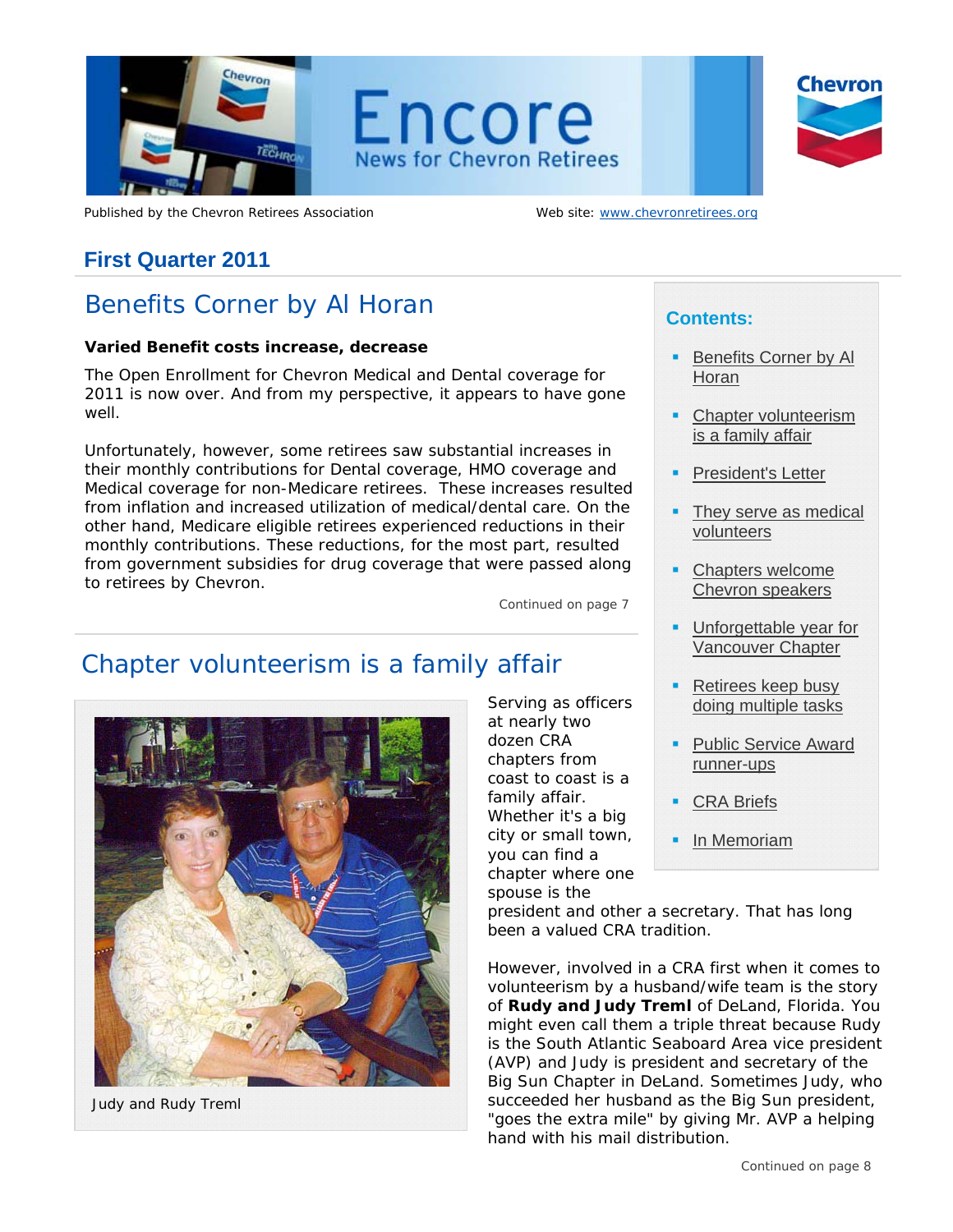# Encore

News for Chevron Retirees

Published by the Chevron Retirees Association

Web site: www.chevronretirees.org

## First Quarter 2011

**Contents:**

- Benefits Corner by Al Horan
- Chapter volunteerism is a family affair
- President's Letter
- They serve as medical volunteers
- Chapters welcome Chevron speakers
- Unforgettable year for Vancouver Chapter
- Retirees keep busy doing multiple tasks
- Public Service Award runner-ups
- CRA Briefs
- In Memoriam

## Benefits Corner by Al Horan

**Varied Benefit costs increase, decrease**

The Open Enrollment for Chevron Medical and Dental coverage for 2011 is now over. And from my perspective, it appears to have gone well.

Unfortunately, however, some retirees saw substantial increases in their monthly contributions for Dental coverage, HMO coverage and Medical coverage for non-Medicare retirees. These increases resulted from inflation and increased utilization of medical/dental care. On the other hand, Medicare eligible retirees experienced reductions in their monthly contributions. These reductions, for the most part, resulted from government subsidies for drug coverage that were passed along to retirees by Chevron.

Continued on page 7

## Chapter volunteerism is a family affair

Judy and Rudy Treml

Serving as officers at nearly two dozen CRA chapters from coast to coast is a family affair. Whether it's a big city or small town, you can find a chapter where one spouse is the president and other a secretary. That has long been a valued CRA tradition.

However, involved in a CRA first when it comes to volunteerism by a husband/wife team is the story of **Rudy and Judy Treml** of DeLand, Florida. You might even call them a triple threat because Rudy is the South Atlantic Seaboard Area vice president (AVP) and Judy is president and secretary of the Big Sun Chapter in DeLand. Sometimes Judy, who succeeded her husband as the Big Sun president, "goes the extra mile" by giving Mr. AVP a helping hand with his mail distribution.

Continued on page 8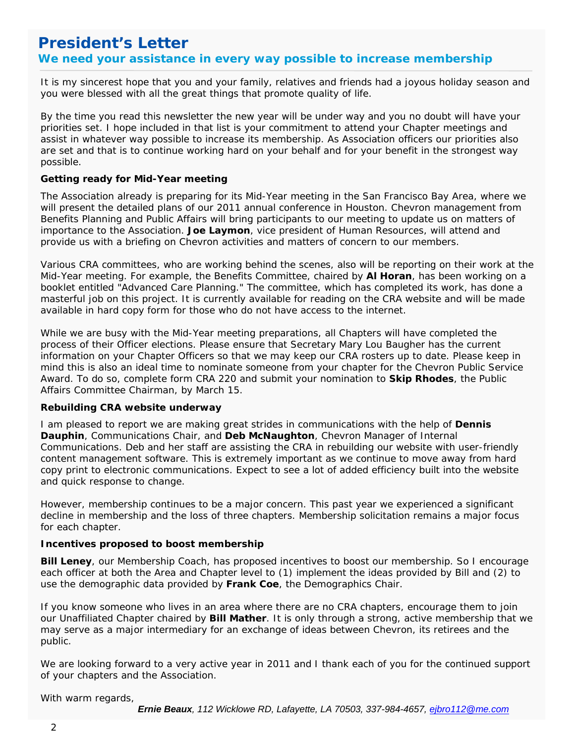# President's Letter

## We need your assistance in every way possible to increase membership

It is my sincerest hope that you and your family, relatives and friends had a joyous holiday season and you were blessed with all the great things that promote quality of life.

By the time you read this newsletter the new year will be under way and you no doubt will have your priorities set. I hope included in that list is your commitment to attend your Chapter meetings and assist in whatever way possible to increase its membership. As Association officers our priorities also are set and that is to continue working hard on your behalf and for your benefit in the strongest way possible.

**Getting ready for Mid-Year meeting**

The Association already is preparing for its Mid-Year meeting in the San Francisco Bay Area, where we will present the detailed plans of our 2011 annual conference in Houston. Chevron management from Benefits Planning and Public Affairs will bring participants to our meeting to update us on matters of importance to the Association. **Joe Laymon**, vice president of Human Resources, will attend and provide us with a briefing on Chevron activities and matters of concern to our members.

Various CRA committees, who are working behind the scenes, also will be reporting on their work at the Mid-Year meeting. For example, the Benefits Committee, chaired by **Al Horan**, has been working on a booklet entitled "Advanced Care Planning." The committee, which has completed its work, has done a masterful job on this project. It is currently available for reading on the CRA website and will be made available in hard copy form for those who do not have access to the internet.

While we are busy with the Mid-Year meeting preparations, all Chapters will have completed the process of their Officer elections. Please ensure that Secretary Mary Lou Baugher has the current information on your Chapter Officers so that we may keep our CRA rosters up to date. Please keep in mind this is also an ideal time to nominate someone from your chapter for the Chevron Public Service Award. To do so, complete form CRA 220 and submit your nomination to **Skip Rhodes**, the Public Affairs Committee Chairman, by March 15.

**Rebuilding CRA website underway**

I am pleased to report we are making great strides in communications with the help of **Dennis Dauphin**, Communications Chair, and **Deb McNaughton**, Chevron Manager of Internal Communications. Deb and her staff are assisting the CRA in rebuilding our website with user-friendly content management software. This is extremely important as we continue to move away from hard copy print to electronic communications. Expect to see a lot of added efficiency built into the website and quick response to change.

However, membership continues to be a major concern. This past year we experienced a significant decline in membership and the loss of three chapters. Membership solicitation remains a major focus for each chapter.

**Incentives proposed to boost membership**

**Bill Leney**, our Membership Coach, has proposed incentives to boost our membership. So I encourage each officer at both the Area and Chapter level to (1) implement the ideas provided by Bill and (2) to use the demographic data provided by **Frank Coe**, the Demographics Chair.

If you know someone who lives in an area where there are no CRA chapters, encourage them to join our Unaffiliated Chapter chaired by **Bill Mather**. It is only through a strong, active membership that we may serve as a major intermediary for an exchange of ideas between Chevron, its retirees and the public.

We are looking forward to a very active year in 2011 and I thank each of you for the continued support of your chapters and the Association.

With warm regards,

***Ernie Beaux****, 112 Wicklowe RD, Lafayette, LA 70503, 337-984-4657, ejbro112@me.com*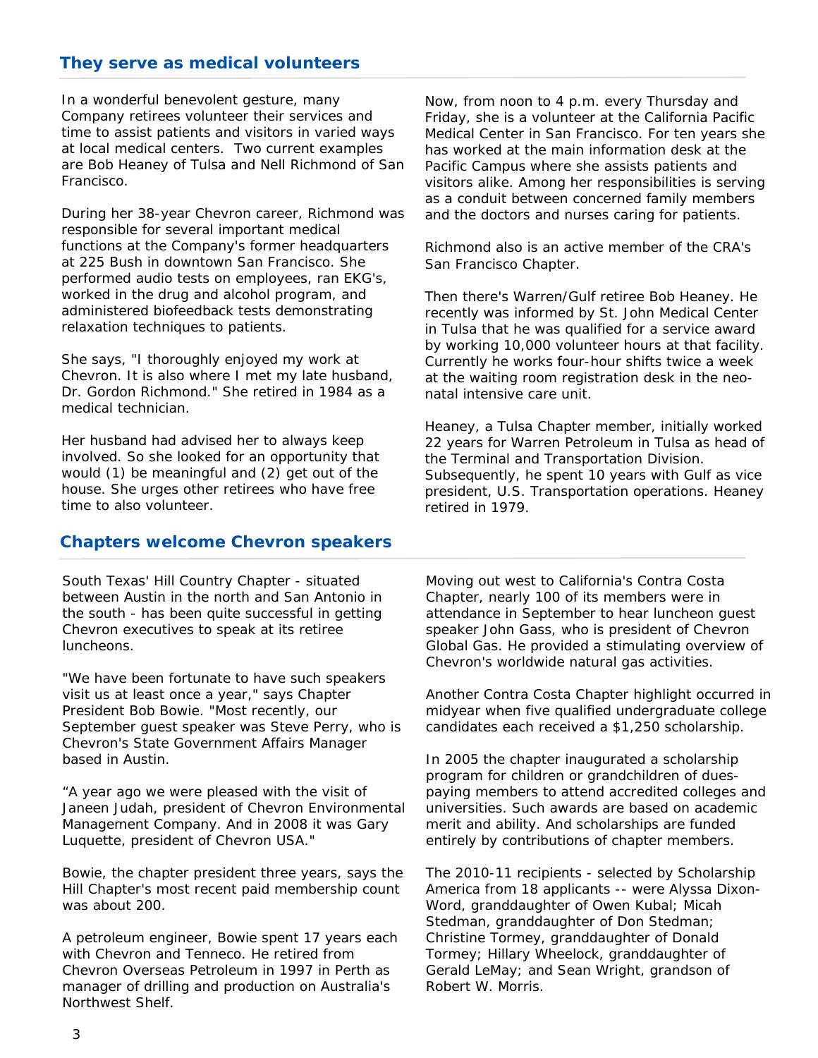## They serve as medical volunteers

In a wonderful benevolent gesture, many Company retirees volunteer their services and time to assist patients and visitors in varied ways at local medical centers. Two current examples are Bob Heaney of Tulsa and Nell Richmond of San Francisco.

During her 38-year Chevron career, Richmond was responsible for several important medical functions at the Company's former headquarters at 225 Bush in downtown San Francisco. She performed audio tests on employees, ran EKG's, worked in the drug and alcohol program, and administered biofeedback tests demonstrating relaxation techniques to patients.

She says, "I thoroughly enjoyed my work at Chevron. It is also where I met my late husband, Dr. Gordon Richmond." She retired in 1984 as a medical technician.

Her husband had advised her to always keep involved. So she looked for an opportunity that would (1) be meaningful and (2) get out of the house. She urges other retirees who have free time to also volunteer.

Now, from noon to 4 p.m. every Thursday and Friday, she is a volunteer at the California Pacific Medical Center in San Francisco. For ten years she has worked at the main information desk at the Pacific Campus where she assists patients and visitors alike. Among her responsibilities is serving as a conduit between concerned family members and the doctors and nurses caring for patients.

Richmond also is an active member of the CRA's San Francisco Chapter.

Then there's Warren/Gulf retiree Bob Heaney. He recently was informed by St. John Medical Center in Tulsa that he was qualified for a service award by working 10,000 volunteer hours at that facility. Currently he works four-hour shifts twice a week at the waiting room registration desk in the neo-natal intensive care unit.

Heaney, a Tulsa Chapter member, initially worked 22 years for Warren Petroleum in Tulsa as head of the Terminal and Transportation Division. Subsequently, he spent 10 years with Gulf as vice president, U.S. Transportation operations. Heaney retired in 1979.

## Chapters welcome Chevron speakers

South Texas' Hill Country Chapter - situated between Austin in the north and San Antonio in the south - has been quite successful in getting Chevron executives to speak at its retiree luncheons.

"We have been fortunate to have such speakers visit us at least once a year," says Chapter President Bob Bowie. "Most recently, our September guest speaker was Steve Perry, who is Chevron's State Government Affairs Manager based in Austin.

"A year ago we were pleased with the visit of Janeen Judah, president of Chevron Environmental Management Company. And in 2008 it was Gary Luquette, president of Chevron USA."

Bowie, the chapter president three years, says the Hill Chapter's most recent paid membership count was about 200.

A petroleum engineer, Bowie spent 17 years each with Chevron and Tenneco. He retired from Chevron Overseas Petroleum in 1997 in Perth as manager of drilling and production on Australia's Northwest Shelf.

Moving out west to California's Contra Costa Chapter, nearly 100 of its members were in attendance in September to hear luncheon guest speaker John Gass, who is president of Chevron Global Gas. He provided a stimulating overview of Chevron's worldwide natural gas activities.

Another Contra Costa Chapter highlight occurred in midyear when five qualified undergraduate college candidates each received a $1,250 scholarship.

In 2005 the chapter inaugurated a scholarship program for children or grandchildren of dues-paying members to attend accredited colleges and universities. Such awards are based on academic merit and ability. And scholarships are funded entirely by contributions of chapter members.

The 2010-11 recipients - selected by Scholarship America from 18 applicants -- were Alyssa Dixon-Word, granddaughter of Owen Kubal; Micah Stedman, granddaughter of Don Stedman; Christine Tormey, granddaughter of Donald Tormey; Hillary Wheelock, granddaughter of Gerald LeMay; and Sean Wright, grandson of Robert W. Morris.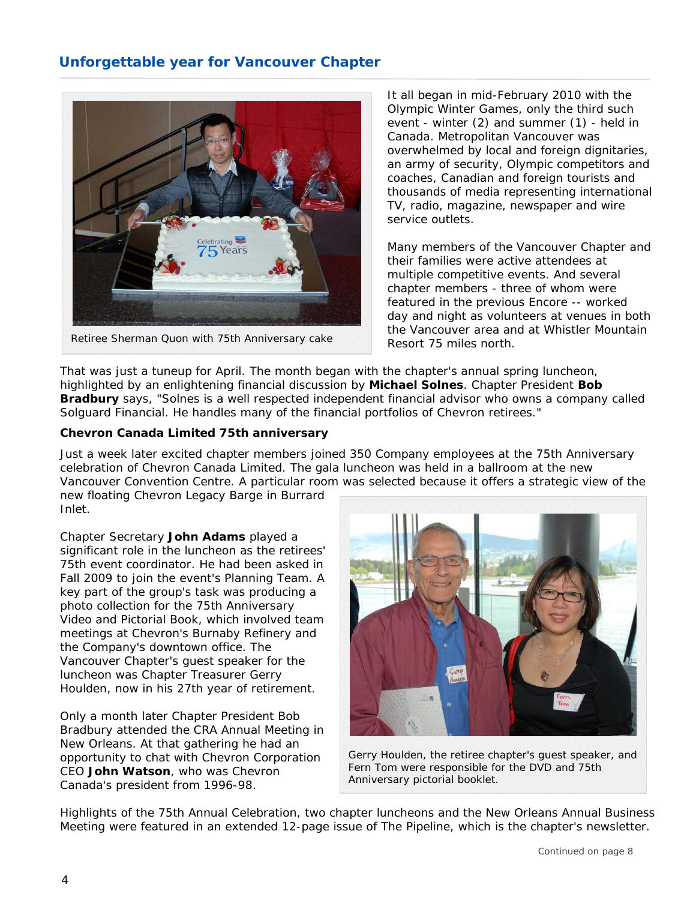## Unforgettable year for Vancouver Chapter

Retiree Sherman Quon with 75th Anniversary cake

It all began in mid-February 2010 with the Olympic Winter Games, only the third such event - winter (2) and summer (1) - held in Canada. Metropolitan Vancouver was overwhelmed by local and foreign dignitaries, an army of security, Olympic competitors and coaches, Canadian and foreign tourists and thousands of media representing international TV, radio, magazine, newspaper and wire service outlets.

Many members of the Vancouver Chapter and their families were active attendees at multiple competitive events. And several chapter members - three of whom were featured in the previous Encore -- worked day and night as volunteers at venues in both the Vancouver area and at Whistler Mountain Resort 75 miles north.

That was just a tuneup for April. The month began with the chapter's annual spring luncheon, highlighted by an enlightening financial discussion by **Michael Solnes**. Chapter President **Bob Bradbury** says, "Solnes is a well respected independent financial advisor who owns a company called Solguard Financial. He handles many of the financial portfolios of Chevron retirees."

**Chevron Canada Limited 75th anniversary**

Just a week later excited chapter members joined 350 Company employees at the 75th Anniversary celebration of Chevron Canada Limited. The gala luncheon was held in a ballroom at the new Vancouver Convention Centre. A particular room was selected because it offers a strategic view of the new floating Chevron Legacy Barge in Burrard Inlet.

Chapter Secretary **John Adams** played a significant role in the luncheon as the retirees' 75th event coordinator. He had been asked in Fall 2009 to join the event's Planning Team. A key part of the group's task was producing a photo collection for the 75th Anniversary Video and Pictorial Book, which involved team meetings at Chevron's Burnaby Refinery and the Company's downtown office. The Vancouver Chapter's guest speaker for the luncheon was Chapter Treasurer Gerry Houlden, now in his 27th year of retirement.

Only a month later Chapter President Bob Bradbury attended the CRA Annual Meeting in New Orleans. At that gathering he had an opportunity to chat with Chevron Corporation CEO **John Watson**, who was Chevron Canada's president from 1996-98.

Gerry Houlden, the retiree chapter's guest speaker, and Fern Tom were responsible for the DVD and 75th Anniversary pictorial booklet.

Highlights of the 75th Annual Celebration, two chapter luncheons and the New Orleans Annual Business Meeting were featured in an extended 12-page issue of The Pipeline, which is the chapter's newsletter.

Continued on page 8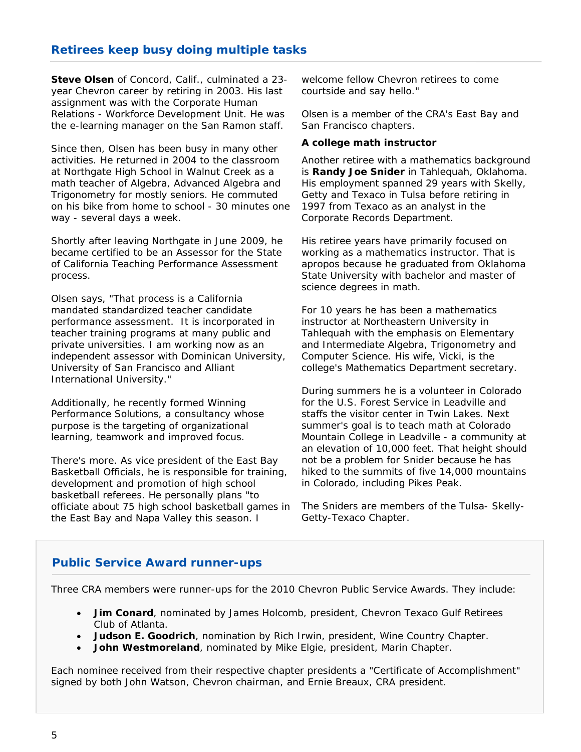## Retirees keep busy doing multiple tasks

**Steve Olsen** of Concord, Calif., culminated a 23-year Chevron career by retiring in 2003. His last assignment was with the Corporate Human Relations - Workforce Development Unit. He was the e-learning manager on the San Ramon staff.

Since then, Olsen has been busy in many other activities. He returned in 2004 to the classroom at Northgate High School in Walnut Creek as a math teacher of Algebra, Advanced Algebra and Trigonometry for mostly seniors. He commuted on his bike from home to school - 30 minutes one way - several days a week.

Shortly after leaving Northgate in June 2009, he became certified to be an Assessor for the State of California Teaching Performance Assessment process.

Olsen says, "That process is a California mandated standardized teacher candidate performance assessment. It is incorporated in teacher training programs at many public and private universities. I am working now as an independent assessor with Dominican University, University of San Francisco and Alliant International University."

Additionally, he recently formed Winning Performance Solutions, a consultancy whose purpose is the targeting of organizational learning, teamwork and improved focus.

There's more. As vice president of the East Bay Basketball Officials, he is responsible for training, development and promotion of high school basketball referees. He personally plans "to officiate about 75 high school basketball games in the East Bay and Napa Valley this season. I welcome fellow Chevron retirees to come courtside and say hello."

Olsen is a member of the CRA's East Bay and San Francisco chapters.

**A college math instructor**

Another retiree with a mathematics background is **Randy Joe Snider** in Tahlequah, Oklahoma. His employment spanned 29 years with Skelly, Getty and Texaco in Tulsa before retiring in 1997 from Texaco as an analyst in the Corporate Records Department.

His retiree years have primarily focused on working as a mathematics instructor. That is apropos because he graduated from Oklahoma State University with bachelor and master of science degrees in math.

For 10 years he has been a mathematics instructor at Northeastern University in Tahlequah with the emphasis on Elementary and Intermediate Algebra, Trigonometry and Computer Science. His wife, Vicki, is the college's Mathematics Department secretary.

During summers he is a volunteer in Colorado for the U.S. Forest Service in Leadville and staffs the visitor center in Twin Lakes. Next summer's goal is to teach math at Colorado Mountain College in Leadville - a community at an elevation of 10,000 feet. That height should not be a problem for Snider because he has hiked to the summits of five 14,000 mountains in Colorado, including Pikes Peak.

The Sniders are members of the Tulsa- Skelly-Getty-Texaco Chapter.

## Public Service Award runner-ups

Three CRA members were runner-ups for the 2010 Chevron Public Service Awards. They include:

- **Jim Conard**, nominated by James Holcomb, president, Chevron Texaco Gulf Retirees Club of Atlanta.
- **Judson E. Goodrich**, nomination by Rich Irwin, president, Wine Country Chapter.
- **John Westmoreland**, nominated by Mike Elgie, president, Marin Chapter.

Each nominee received from their respective chapter presidents a "Certificate of Accomplishment" signed by both John Watson, Chevron chairman, and Ernie Breaux, CRA president.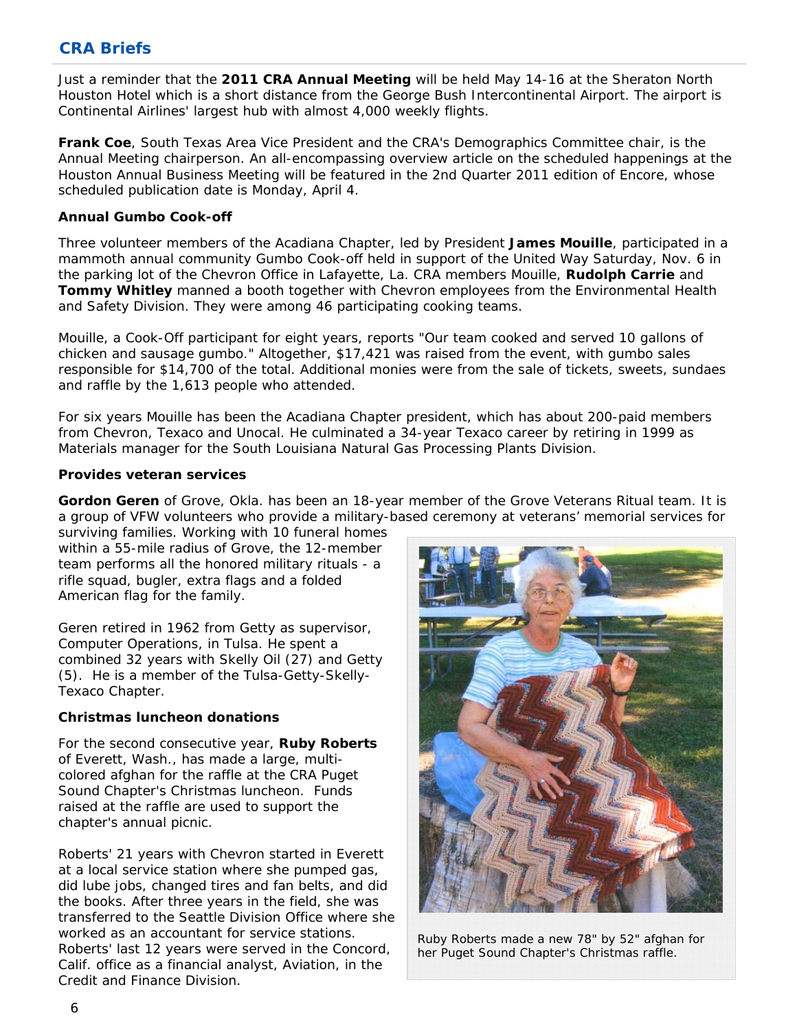## CRA Briefs

Just a reminder that the **2011 CRA Annual Meeting** will be held May 14-16 at the Sheraton North Houston Hotel which is a short distance from the George Bush Intercontinental Airport. The airport is Continental Airlines' largest hub with almost 4,000 weekly flights.

**Frank Coe**, South Texas Area Vice President and the CRA's Demographics Committee chair, is the Annual Meeting chairperson. An all-encompassing overview article on the scheduled happenings at the Houston Annual Business Meeting will be featured in the 2nd Quarter 2011 edition of Encore, whose scheduled publication date is Monday, April 4.

### Annual Gumbo Cook-off

Three volunteer members of the Acadiana Chapter, led by President **James Mouille**, participated in a mammoth annual community Gumbo Cook-off held in support of the United Way Saturday, Nov. 6 in the parking lot of the Chevron Office in Lafayette, La. CRA members Mouille, **Rudolph Carrie** and **Tommy Whitley** manned a booth together with Chevron employees from the Environmental Health and Safety Division. They were among 46 participating cooking teams.

Mouille, a Cook-Off participant for eight years, reports "Our team cooked and served 10 gallons of chicken and sausage gumbo." Altogether, $17,421 was raised from the event, with gumbo sales responsible for $14,700 of the total. Additional monies were from the sale of tickets, sweets, sundaes and raffle by the 1,613 people who attended.

For six years Mouille has been the Acadiana Chapter president, which has about 200-paid members from Chevron, Texaco and Unocal. He culminated a 34-year Texaco career by retiring in 1999 as Materials manager for the South Louisiana Natural Gas Processing Plants Division.

### Provides veteran services

**Gordon Geren** of Grove, Okla. has been an 18-year member of the Grove Veterans Ritual team. It is a group of VFW volunteers who provide a military-based ceremony at veterans' memorial services for surviving families. Working with 10 funeral homes within a 55-mile radius of Grove, the 12-member team performs all the honored military rituals - a rifle squad, bugler, extra flags and a folded American flag for the family.

Geren retired in 1962 from Getty as supervisor, Computer Operations, in Tulsa. He spent a combined 32 years with Skelly Oil (27) and Getty (5). He is a member of the Tulsa-Getty-Skelly-Texaco Chapter.

### Christmas luncheon donations

For the second consecutive year, **Ruby Roberts** of Everett, Wash., has made a large, multi-colored afghan for the raffle at the CRA Puget Sound Chapter's Christmas luncheon. Funds raised at the raffle are used to support the chapter's annual picnic.

Roberts' 21 years with Chevron started in Everett at a local service station where she pumped gas, did lube jobs, changed tires and fan belts, and did the books. After three years in the field, she was transferred to the Seattle Division Office where she worked as an accountant for service stations. Roberts' last 12 years were served in the Concord, Calif. office as a financial analyst, Aviation, in the Credit and Finance Division.

Ruby Roberts made a new 78" by 52" afghan for her Puget Sound Chapter's Christmas raffle.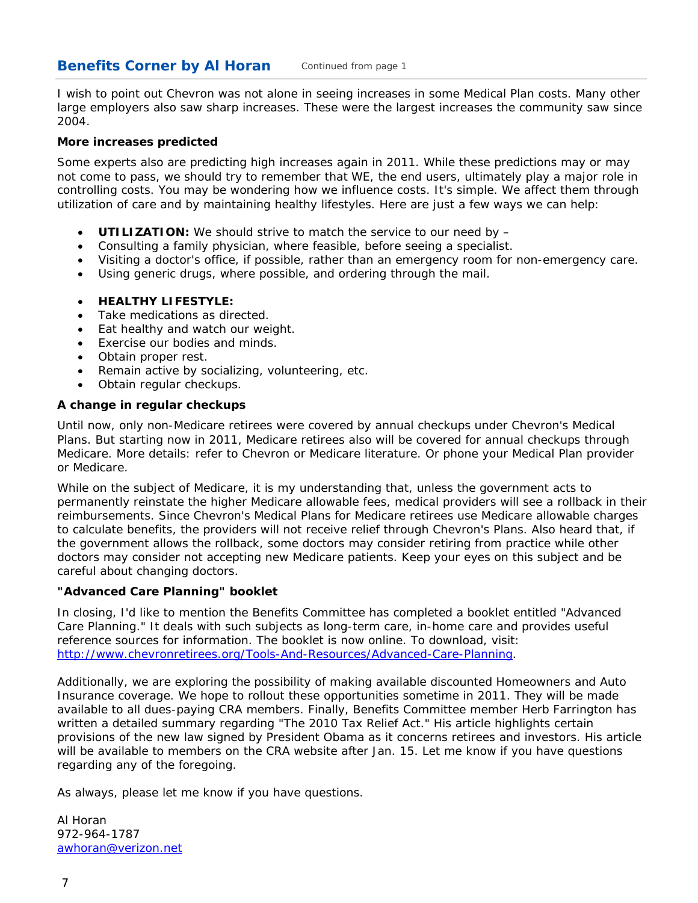## Benefits Corner by Al Horan

Continued from page 1

I wish to point out Chevron was not alone in seeing increases in some Medical Plan costs. Many other large employers also saw sharp increases. These were the largest increases the community saw since 2004.

**More increases predicted**

Some experts also are predicting high increases again in 2011. While these predictions may or may not come to pass, we should try to remember that WE, the end users, ultimately play a major role in controlling costs. You may be wondering how we influence costs. It's simple. We affect them through utilization of care and by maintaining healthy lifestyles. Here are just a few ways we can help:

- **UTILIZATION:** We should strive to match the service to our need by –
- Consulting a family physician, where feasible, before seeing a specialist.
- Visiting a doctor's office, if possible, rather than an emergency room for non-emergency care.
- Using generic drugs, where possible, and ordering through the mail.

- **HEALTHY LIFESTYLE:**
- Take medications as directed.
- Eat healthy and watch our weight.
- Exercise our bodies and minds.
- Obtain proper rest.
- Remain active by socializing, volunteering, etc.
- Obtain regular checkups.

**A change in regular checkups**

Until now, only non-Medicare retirees were covered by annual checkups under Chevron's Medical Plans. But starting now in 2011, Medicare retirees also will be covered for annual checkups through Medicare. More details: refer to Chevron or Medicare literature. Or phone your Medical Plan provider or Medicare.

While on the subject of Medicare, it is my understanding that, unless the government acts to permanently reinstate the higher Medicare allowable fees, medical providers will see a rollback in their reimbursements. Since Chevron's Medical Plans for Medicare retirees use Medicare allowable charges to calculate benefits, the providers will not receive relief through Chevron's Plans. Also heard that, if the government allows the rollback, some doctors may consider retiring from practice while other doctors may consider not accepting new Medicare patients. Keep your eyes on this subject and be careful about changing doctors.

**"Advanced Care Planning" booklet**

In closing, I'd like to mention the Benefits Committee has completed a booklet entitled "Advanced Care Planning." It deals with such subjects as long-term care, in-home care and provides useful reference sources for information. The booklet is now online. To download, visit: http://www.chevronretirees.org/Tools-And-Resources/Advanced-Care-Planning.

Additionally, we are exploring the possibility of making available discounted Homeowners and Auto Insurance coverage. We hope to rollout these opportunities sometime in 2011. They will be made available to all dues-paying CRA members. Finally, Benefits Committee member Herb Farrington has written a detailed summary regarding "The 2010 Tax Relief Act." His article highlights certain provisions of the new law signed by President Obama as it concerns retirees and investors. His article will be available to members on the CRA website after Jan. 15. Let me know if you have questions regarding any of the foregoing.

As always, please let me know if you have questions.

Al Horan
972-964-1787
awhoran@verizon.net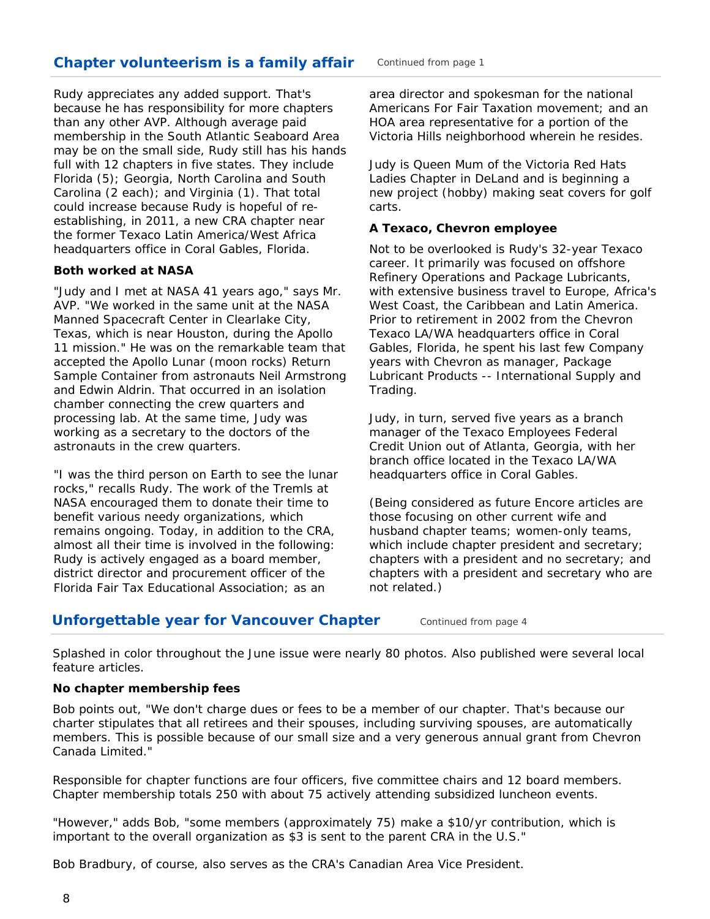## Chapter volunteerism is a family affair

Continued from page 1

Rudy appreciates any added support. That's because he has responsibility for more chapters than any other AVP. Although average paid membership in the South Atlantic Seaboard Area may be on the small side, Rudy still has his hands full with 12 chapters in five states. They include Florida (5); Georgia, North Carolina and South Carolina (2 each); and Virginia (1). That total could increase because Rudy is hopeful of re-establishing, in 2011, a new CRA chapter near the former Texaco Latin America/West Africa headquarters office in Coral Gables, Florida.

**Both worked at NASA**

"Judy and I met at NASA 41 years ago," says Mr. AVP. "We worked in the same unit at the NASA Manned Spacecraft Center in Clearlake City, Texas, which is near Houston, during the Apollo 11 mission." He was on the remarkable team that accepted the Apollo Lunar (moon rocks) Return Sample Container from astronauts Neil Armstrong and Edwin Aldrin. That occurred in an isolation chamber connecting the crew quarters and processing lab. At the same time, Judy was working as a secretary to the doctors of the astronauts in the crew quarters.

"I was the third person on Earth to see the lunar rocks," recalls Rudy. The work of the Tremls at NASA encouraged them to donate their time to benefit various needy organizations, which remains ongoing. Today, in addition to the CRA, almost all their time is involved in the following: Rudy is actively engaged as a board member, district director and procurement officer of the Florida Fair Tax Educational Association; as an area director and spokesman for the national Americans For Fair Taxation movement; and an HOA area representative for a portion of the Victoria Hills neighborhood wherein he resides.

Judy is Queen Mum of the Victoria Red Hats Ladies Chapter in DeLand and is beginning a new project (hobby) making seat covers for golf carts.

**A Texaco, Chevron employee**

Not to be overlooked is Rudy's 32-year Texaco career. It primarily was focused on offshore Refinery Operations and Package Lubricants, with extensive business travel to Europe, Africa's West Coast, the Caribbean and Latin America. Prior to retirement in 2002 from the Chevron Texaco LA/WA headquarters office in Coral Gables, Florida, he spent his last few Company years with Chevron as manager, Package Lubricant Products -- International Supply and Trading.

Judy, in turn, served five years as a branch manager of the Texaco Employees Federal Credit Union out of Atlanta, Georgia, with her branch office located in the Texaco LA/WA headquarters office in Coral Gables.

(Being considered as future Encore articles are those focusing on other current wife and husband chapter teams; women-only teams, which include chapter president and secretary; chapters with a president and no secretary; and chapters with a president and secretary who are not related.)

## Unforgettable year for Vancouver Chapter

Continued from page 4

Splashed in color throughout the June issue were nearly 80 photos. Also published were several local feature articles.

**No chapter membership fees**

Bob points out, "We don't charge dues or fees to be a member of our chapter. That's because our charter stipulates that all retirees and their spouses, including surviving spouses, are automatically members. This is possible because of our small size and a very generous annual grant from Chevron Canada Limited."

Responsible for chapter functions are four officers, five committee chairs and 12 board members. Chapter membership totals 250 with about 75 actively attending subsidized luncheon events.

"However," adds Bob, "some members (approximately 75) make a $10/yr contribution, which is important to the overall organization as $3 is sent to the parent CRA in the U.S."

Bob Bradbury, of course, also serves as the CRA's Canadian Area Vice President.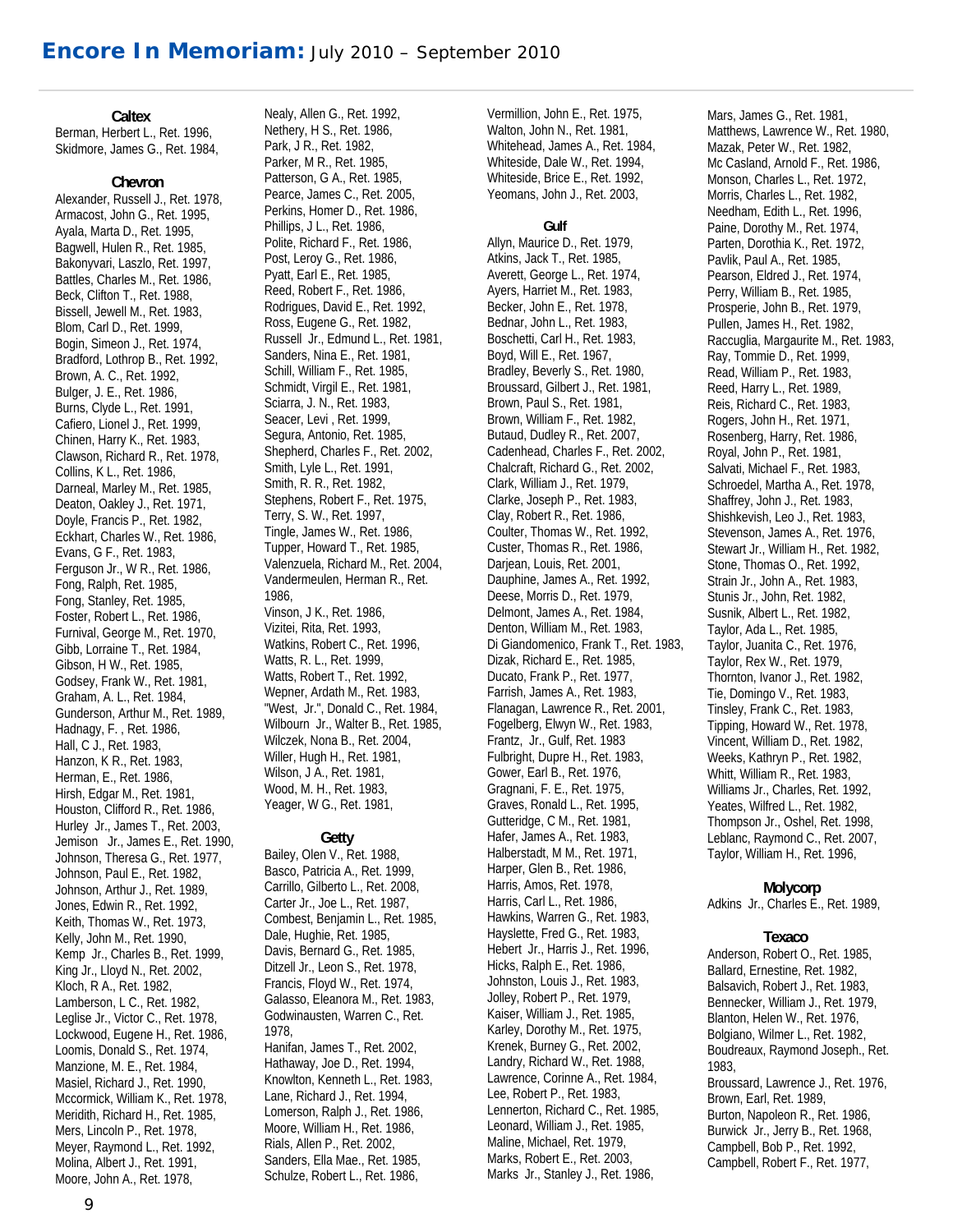# **Encore In Memoriam:** July 2010 – September 2010

**Caltex**

Berman, Herbert L., Ret. 1996,
Skidmore, James G., Ret. 1984,

**Chevron**

Alexander, Russell J., Ret. 1978,
Armacost, John G., Ret. 1995,
Ayala, Marta D., Ret. 1995,
Bagwell, Hulen R., Ret. 1985,
Bakonyvari, Laszlo, Ret. 1997,
Battles, Charles M., Ret. 1986,
Beck, Clifton T., Ret. 1988,
Bissell, Jewell M., Ret. 1983,
Blom, Carl D., Ret. 1999,
Bogin, Simeon J., Ret. 1974,
Bradford, Lothrop B., Ret. 1992,
Brown, A. C., Ret. 1992,
Bulger, J. E., Ret. 1986,
Burns, Clyde L., Ret. 1991,
Cafiero, Lionel J., Ret. 1999,
Chinen, Harry K., Ret. 1983,
Clawson, Richard R., Ret. 1978,
Collins, K L., Ret. 1986,
Darneal, Marley M., Ret. 1985,
Deaton, Oakley J., Ret. 1971,
Doyle, Francis P., Ret. 1982,
Eckhart, Charles W., Ret. 1986,
Evans, G F., Ret. 1983,
Ferguson Jr., W R., Ret. 1986,
Fong, Ralph, Ret. 1985,
Fong, Stanley, Ret. 1985,
Foster, Robert L., Ret. 1986,
Furnival, George M., Ret. 1970,
Gibb, Lorraine T., Ret. 1984,
Gibson, H W., Ret. 1985,
Godsey, Frank W., Ret. 1981,
Graham, A. L., Ret. 1984,
Gunderson, Arthur M., Ret. 1989,
Hadnagy, F. , Ret. 1986,
Hall, C J., Ret. 1983,
Hanzon, K R., Ret. 1983,
Herman, E., Ret. 1986,
Hirsh, Edgar M., Ret. 1981,
Houston, Clifford R., Ret. 1986,
Hurley Jr., James T., Ret. 2003,
Jemison Jr., James E., Ret. 1990,
Johnson, Theresa G., Ret. 1977,
Johnson, Paul E., Ret. 1982,
Johnson, Arthur J., Ret. 1989,
Jones, Edwin R., Ret. 1992,
Keith, Thomas W., Ret. 1973,
Kelly, John M., Ret. 1990,
Kemp Jr., Charles B., Ret. 1999,
King Jr., Lloyd N., Ret. 2002,
Kloch, R A., Ret. 1982,
Lamberson, L C., Ret. 1982,
Leglise Jr., Victor C., Ret. 1978,
Lockwood, Eugene H., Ret. 1986,
Loomis, Donald S., Ret. 1974,
Manzione, M. E., Ret. 1984,
Masiel, Richard J., Ret. 1990,
Mccormick, William K., Ret. 1978,
Meridith, Richard H., Ret. 1985,
Mers, Lincoln P., Ret. 1978,
Meyer, Raymond L., Ret. 1992,
Molina, Albert J., Ret. 1991,
Moore, John A., Ret. 1978,
Nealy, Allen G., Ret. 1992,
Nethery, H S., Ret. 1986,
Park, J R., Ret. 1982,
Parker, M R., Ret. 1985,
Patterson, G A., Ret. 1985,
Pearce, James C., Ret. 2005,
Perkins, Homer D., Ret. 1986,
Phillips, J L., Ret. 1986,
Polite, Richard F., Ret. 1986,
Post, Leroy G., Ret. 1986,
Pyatt, Earl E., Ret. 1985,
Reed, Robert F., Ret. 1986,
Rodrigues, David E., Ret. 1992,
Ross, Eugene G., Ret. 1982,
Russell Jr., Edmund L., Ret. 1981,
Sanders, Nina E., Ret. 1981,
Schill, William F., Ret. 1985,
Schmidt, Virgil E., Ret. 1981,
Sciarra, J. N., Ret. 1983,
Seacer, Levi , Ret. 1999,
Segura, Antonio, Ret. 1985,
Shepherd, Charles F., Ret. 2002,
Smith, Lyle L., Ret. 1991,
Smith, R. R., Ret. 1982,
Stephens, Robert F., Ret. 1975,
Terry, S. W., Ret. 1997,
Tingle, James W., Ret. 1986,
Tupper, Howard T., Ret. 1985,
Valenzuela, Richard M., Ret. 2004,
Vandermeulen, Herman R., Ret. 1986,
Vinson, J K., Ret. 1986,
Vizitei, Rita, Ret. 1993,
Watkins, Robert C., Ret. 1996,
Watts, R. L., Ret. 1999,
Watts, Robert T., Ret. 1992,
Wepner, Ardath M., Ret. 1983,
"West, Jr.", Donald C., Ret. 1984,
Wilbourn Jr., Walter B., Ret. 1985,
Wilczek, Nona B., Ret. 2004,
Willer, Hugh H., Ret. 1981,
Wilson, J A., Ret. 1981,
Wood, M. H., Ret. 1983,
Yeager, W G., Ret. 1981,

**Getty**

Bailey, Olen V., Ret. 1988,
Basco, Patricia A., Ret. 1999,
Carrillo, Gilberto L., Ret. 2008,
Carter Jr., Joe L., Ret. 1987,
Combest, Benjamin L., Ret. 1985,
Dale, Hughie, Ret. 1985,
Davis, Bernard G., Ret. 1985,
Ditzell Jr., Leon S., Ret. 1978,
Francis, Floyd W., Ret. 1974,
Galasso, Eleanora M., Ret. 1983,
Godwinausten, Warren C., Ret. 1978,
Hanifan, James T., Ret. 2002,
Hathaway, Joe D., Ret. 1994,
Knowlton, Kenneth L., Ret. 1983,
Lane, Richard J., Ret. 1994,
Lomerson, Ralph J., Ret. 1986,
Moore, William H., Ret. 1986,
Rials, Allen P., Ret. 2002,
Sanders, Ella Mae., Ret. 1985,
Schulze, Robert L., Ret. 1986,
Vermillion, John E., Ret. 1975,
Walton, John N., Ret. 1981,
Whitehead, James A., Ret. 1984,
Whiteside, Dale W., Ret. 1994,
Whiteside, Brice E., Ret. 1992,
Yeomans, John J., Ret. 2003,

**Gulf**

Allyn, Maurice D., Ret. 1979,
Atkins, Jack T., Ret. 1985,
Averett, George L., Ret. 1974,
Ayers, Harriet M., Ret. 1983,
Becker, John E., Ret. 1978,
Bednar, John L., Ret. 1983,
Boschetti, Carl H., Ret. 1983,
Boyd, Will E., Ret. 1967,
Bradley, Beverly S., Ret. 1980,
Broussard, Gilbert J., Ret. 1981,
Brown, Paul S., Ret. 1981,
Brown, William H., Ret. 1982,
Butaud, Dudley R., Ret. 2007,
Cadenhead, Charles F., Ret. 2002,
Chalcraft, Richard G., Ret. 2002,
Clark, William J., Ret. 1979,
Clarke, Joseph P., Ret. 1983,
Clay, Robert R., Ret. 1986,
Coulter, Thomas W., Ret. 1992,
Custer, Thomas R., Ret. 1986,
Darjean, Louis, Ret. 2001,
Dauphine, James A., Ret. 1992,
Deese, Morris D., Ret. 1979,
Delmont, James A., Ret. 1984,
Denton, William M., Ret. 1983,
Di Giandomenico, Frank T., Ret. 1983,
Dizak, Richard E., Ret. 1985,
Ducato, Frank P., Ret. 1977,
Farrish, James A., Ret. 1983,
Flanagan, Lawrence R., Ret. 2001,
Fogelberg, Elwyn W., Ret. 1983,
Frantz, Jr., Gulf, Ret. 1983
Fulbright, Dupre H., Ret. 1983,
Gower, Earl B., Ret. 1976,
Gragnani, F. E., Ret. 1975,
Graves, Ronald L., Ret. 1995,
Gutteridge, C M., Ret. 1981,
Hafer, James A., Ret. 1983,
Halberstadt, M M., Ret. 1971,
Harper, Glen B., Ret. 1986,
Harris, Amos, Ret. 1978,
Harris, Carl L., Ret. 1986,
Hawkins, Warren G., Ret. 1983,
Hayslette, Fred G., Ret. 1983,
Hebert Jr., Harris J., Ret. 1996,
Hicks, Ralph E., Ret. 1986,
Johnston, Louis J., Ret. 1983,
Jolley, Robert P., Ret. 1979,
Kaiser, William J., Ret. 1985,
Karley, Dorothy M., Ret. 1975,
Krenek, Burney G., Ret. 2002,
Landry, Richard W., Ret. 1988,
Lawrence, Corinne A., Ret. 1984,
Lee, Robert P., Ret. 1983,
Lennerton, Richard C., Ret. 1985,
Leonard, William J., Ret. 1985,
Maline, Michael, Ret. 1979,
Marks, Robert E., Ret. 2003,
Marks Jr., Stanley J., Ret. 1986,
Mars, James G., Ret. 1981,
Matthews, Lawrence W., Ret. 1980,
Mazak, Peter W., Ret. 1982,
Mc Casland, Arnold F., Ret. 1986,
Monson, Charles L., Ret. 1972,
Morris, Charles L., Ret. 1982,
Needham, Edith L., Ret. 1996,
Paine, Dorothy M., Ret. 1974,
Parten, Dorothia K., Ret. 1972,
Pavlik, Paul A., Ret. 1985,
Pearson, Eldred J., Ret. 1974,
Perry, William B., Ret. 1985,
Prosperie, John B., Ret. 1979,
Pullen, James H., Ret. 1982,
Raccuglia, Margaurite M., Ret. 1983,
Ray, Tommie D., Ret. 1999,
Read, William P., Ret. 1983,
Reed, Harry L., Ret. 1989,
Reis, Richard C., Ret. 1983,
Rogers, John H., Ret. 1971,
Rosenberg, Harry, Ret. 1986,
Royal, John P., Ret. 1981,
Salvati, Michael F., Ret. 1983,
Schroedel, Martha A., Ret. 1978,
Shaffrey, John J., Ret. 1983,
Shishkevish, Leo J., Ret. 1983,
Stevenson, James A., Ret. 1976,
Stewart Jr., William H., Ret. 1982,
Stone, Thomas O., Ret. 1992,
Strain Jr., John A., Ret. 1983,
Stunis Jr., John, Ret. 1982,
Susnik, Albert L., Ret. 1982,
Taylor, Ada L., Ret. 1985,
Taylor, Juanita C., Ret. 1976,
Taylor, Rex W., Ret. 1979,
Thornton, Ivanor J., Ret. 1982,
Tie, Domingo V., Ret. 1983,
Tinsley, Frank C., Ret. 1983,
Tipping, Howard W., Ret. 1978,
Vincent, William D., Ret. 1982,
Weeks, Kathryn P., Ret. 1982,
Whitt, William R., Ret. 1983,
Williams Jr., Charles, Ret. 1992,
Yeates, Wilfred L., Ret. 1982,
Thompson Jr., Oshel, Ret. 1998,
Leblanc, Raymond C., Ret. 2007,
Taylor, William H., Ret. 1996,

**Molycorp**

Adkins Jr., Charles E., Ret. 1989,

**Texaco**

Anderson, Robert O., Ret. 1985,
Ballard, Ernestine, Ret. 1982,
Balsavich, Robert J., Ret. 1983,
Bennecker, William J., Ret. 1979,
Blanton, Helen W., Ret. 1976,
Bolgiano, Wilmer L., Ret. 1982,
Boudreaux, Raymond Joseph., Ret. 1983,
Broussard, Lawrence J., Ret. 1976,
Brown, Earl, Ret. 1989,
Burton, Napoleon R., Ret. 1986,
Burwick Jr., Jerry B., Ret. 1968,
Campbell, Bob P., Ret. 1992,
Campbell, Robert F., Ret. 1977,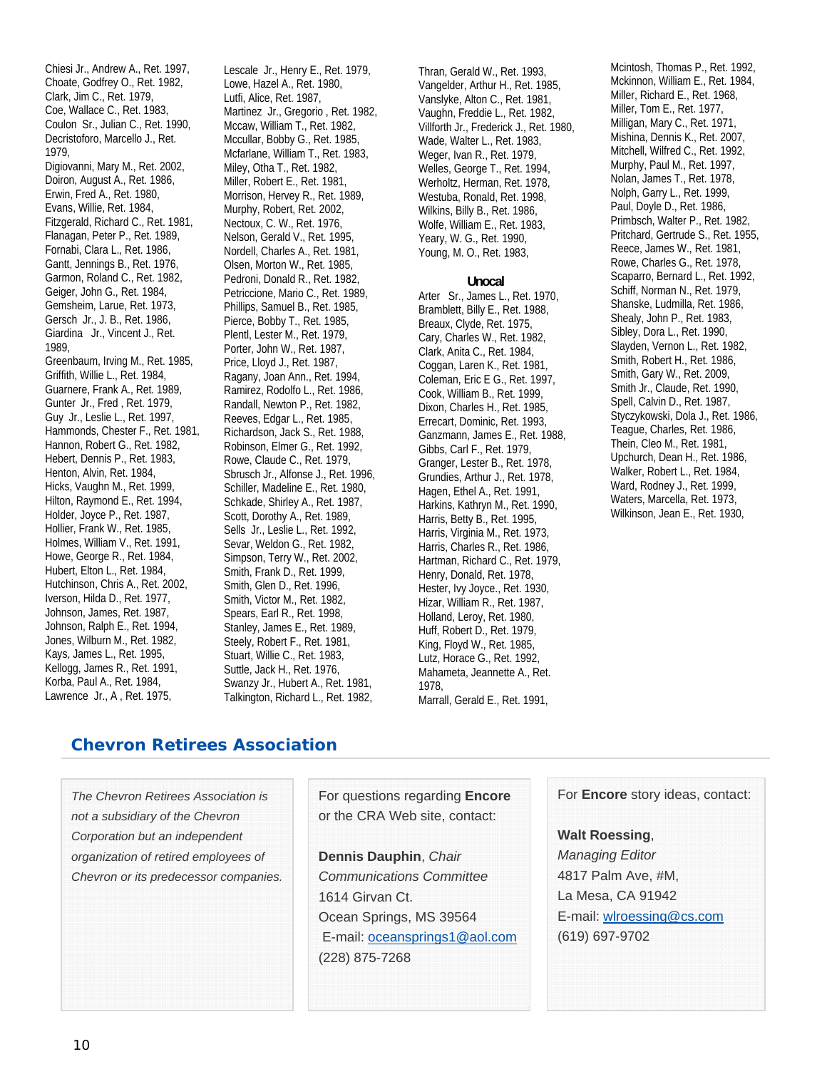Chiesi Jr., Andrew A., Ret. 1997,
Choate, Godfrey O., Ret. 1982,
Clark, Jim C., Ret. 1979,
Coe, Wallace C., Ret. 1983,
Coulon Sr., Julian C., Ret. 1990,
Decristoforo, Marcello J., Ret. 1979,
Digiovanni, Mary M., Ret. 2002,
Doiron, August A., Ret. 1986,
Erwin, Fred A., Ret. 1980,
Evans, Willie, Ret. 1984,
Fitzgerald, Richard C., Ret. 1981,
Flanagan, Peter P., Ret. 1989,
Fornabi, Clara L., Ret. 1986,
Gantt, Jennings B., Ret. 1976,
Garmon, Roland C., Ret. 1982,
Geiger, John G., Ret. 1984,
Gemsheim, Larue, Ret. 1973,
Gersch Jr., J. B., Ret. 1986,
Giardina Jr., Vincent J., Ret. 1989,
Greenbaum, Irving M., Ret. 1985,
Griffith, Willie L., Ret. 1984,
Guarnere, Frank A., Ret. 1989,
Gunter Jr., Fred , Ret. 1979,
Guy Jr., Leslie L., Ret. 1997,
Hammonds, Chester F., Ret. 1981,
Hannon, Robert G., Ret. 1982,
Hebert, Dennis P., Ret. 1983,
Henton, Alvin, Ret. 1984,
Hicks, Vaughn M., Ret. 1999,
Hilton, Raymond E., Ret. 1994,
Holder, Joyce P., Ret. 1987,
Hollier, Frank W., Ret. 1985,
Holmes, William V., Ret. 1991,
Howe, George R., Ret. 1984,
Hubert, Elton L., Ret. 1984,
Hutchinson, Chris A., Ret. 2002,
Iverson, Hilda D., Ret. 1977,
Johnson, James, Ret. 1987,
Johnson, Ralph E., Ret. 1994,
Jones, Wilburn M., Ret. 1982,
Kays, James L., Ret. 1995,
Kellogg, James R., Ret. 1991,
Korba, Paul A., Ret. 1984,
Lawrence Jr., A , Ret. 1975,
Lescale Jr., Henry E., Ret. 1979,
Lowe, Hazel A., Ret. 1980,
Lutfi, Alice, Ret. 1987,
Martinez Jr., Gregorio , Ret. 1982,
Mccaw, William T., Ret. 1982,
Mccullar, Bobby G., Ret. 1985,
Mcfarlane, William T., Ret. 1983,
Miley, Otha T., Ret. 1982,
Miller, Robert E., Ret. 1981,
Morrison, Hervey R., Ret. 1989,
Murphy, Robert, Ret. 2002,
Nectoux, C. W., Ret. 1976,
Nelson, Gerald V., Ret. 1995,
Nordell, Charles A., Ret. 1981,
Olsen, Morton W., Ret. 1985,
Pedroni, Donald R., Ret. 1982,
Petriccione, Mario C., Ret. 1989,
Phillips, Samuel B., Ret. 1985,
Pierce, Bobby T., Ret. 1985,
Plentl, Lester M., Ret. 1979,
Porter, John W., Ret. 1987,
Price, Lloyd J., Ret. 1987,
Ragany, Joan Ann., Ret. 1994,
Ramirez, Rodolfo L., Ret. 1986,
Randall, Newton P., Ret. 1982,
Reeves, Edgar L., Ret. 1985,
Richardson, Jack S., Ret. 1988,
Robinson, Elmer G., Ret. 1992,
Rowe, Claude C., Ret. 1979,
Sbrusch Jr., Alfonse J., Ret. 1996,
Schiller, Madeline E., Ret. 1980,
Schkade, Shirley A., Ret. 1987,
Scott, Dorothy A., Ret. 1989,
Sells Jr., Leslie L., Ret. 1992,
Sevar, Weldon G., Ret. 1982,
Simpson, Terry W., Ret. 2002,
Smith, Frank D., Ret. 1999,
Smith, Glen D., Ret. 1996,
Smith, Victor M., Ret. 1982,
Spears, Earl R., Ret. 1998,
Stanley, James E., Ret. 1989,
Steely, Robert F., Ret. 1981,
Stuart, Willie C., Ret. 1983,
Suttle, Jack H., Ret. 1976,
Swanzy Jr., Hubert A., Ret. 1981,
Talkington, Richard L., Ret. 1982,
Thran, Gerald W., Ret. 1993,
Vangelder, Arthur H., Ret. 1985,
Vanslyke, Alton C., Ret. 1981,
Vaughn, Freddie L., Ret. 1982,
Villforth Jr., Frederick J., Ret. 1980,
Wade, Walter L., Ret. 1983,
Weger, Ivan R., Ret. 1979,
Welles, George T., Ret. 1994,
Werholtz, Herman, Ret. 1978,
Westuba, Ronald, Ret. 1998,
Wilkins, Billy B., Ret. 1986,
Wolfe, William E., Ret. 1983,
Yeary, W. G., Ret. 1990,
Young, M. O., Ret. 1983,

**Unocal**

Arter Sr., James L., Ret. 1970,
Bramblett, Billy E., Ret. 1988,
Breaux, Clyde, Ret. 1975,
Cary, Charles W., Ret. 1982,
Clark, Anita C., Ret. 1984,
Coggan, Laren K., Ret. 1981,
Coleman, Eric E G., Ret. 1997,
Cook, William B., Ret. 1999,
Dixon, Charles H., Ret. 1985,
Errecart, Dominic, Ret. 1993,
Ganzmann, James E., Ret. 1988,
Gibbs, Carl F., Ret. 1979,
Granger, Lester B., Ret. 1978,
Grundies, Arthur J., Ret. 1978,
Hagen, Ethel A., Ret. 1991,
Harkins, Kathryn M., Ret. 1990,
Harris, Betty B., Ret. 1995,
Harris, Virginia M., Ret. 1973,
Harris, Charles R., Ret. 1986,
Hartman, Richard C., Ret. 1979,
Henry, Donald, Ret. 1978,
Hester, Ivy Joyce., Ret. 1930,
Hizar, William R., Ret. 1987,
Holland, Leroy, Ret. 1980,
Huff, Robert D., Ret. 1979,
King, Floyd W., Ret. 1985,
Lutz, Horace G., Ret. 1992,
Mahameta, Jeannette A., Ret. 1978,
Marrall, Gerald E., Ret. 1991,
Mcintosh, Thomas P., Ret. 1992,
Mckinnon, William E., Ret. 1984,
Miller, Richard E., Ret. 1968,
Miller, Tom E., Ret. 1977,
Milligan, Mary C., Ret. 1971,
Mishina, Dennis K., Ret. 2007,
Mitchell, Wilfred C., Ret. 1992,
Murphy, Paul M., Ret. 1997,
Nolan, James T., Ret. 1978,
Nolph, Garry L., Ret. 1999,
Paul, Doyle D., Ret. 1986,
Primbsch, Walter P., Ret. 1982,
Pritchard, Gertrude S., Ret. 1955,
Reece, James W., Ret. 1981,
Rowe, Charles G., Ret. 1978,
Scaparro, Bernard L., Ret. 1992,
Schiff, Norman N., Ret. 1979,
Shanske, Ludmilla, Ret. 1986,
Shealy, John P., Ret. 1983,
Sibley, Dora L., Ret. 1990,
Slayden, Vernon L., Ret. 1982,
Smith, Robert H., Ret. 1986,
Smith, Gary W., Ret. 2009,
Smith Jr., Claude, Ret. 1990,
Spell, Calvin D., Ret. 1987,
Styczykowski, Dola J., Ret. 1986,
Teague, Charles, Ret. 1986,
Thein, Cleo M., Ret. 1981,
Upchurch, Dean H., Ret. 1986,
Walker, Robert L., Ret. 1984,
Ward, Rodney J., Ret. 1999,
Waters, Marcella, Ret. 1973,
Wilkinson, Jean E., Ret. 1930,

## Chevron Retirees Association

*The Chevron Retirees Association is not a subsidiary of the Chevron Corporation but an independent organization of retired employees of Chevron or its predecessor companies.*

For questions regarding **Encore** or the CRA Web site, contact:

**Dennis Dauphin**, *Chair*
*Communications Committee*
1614 Girvan Ct.
Ocean Springs, MS 39564
E-mail: oceansprings1@aol.com
(228) 875-7268

For **Encore** story ideas, contact:

**Walt Roessing**,
*Managing Editor*
4817 Palm Ave, #M,
La Mesa, CA 91942
E-mail: wlroessing@cs.com
(619) 697-9702